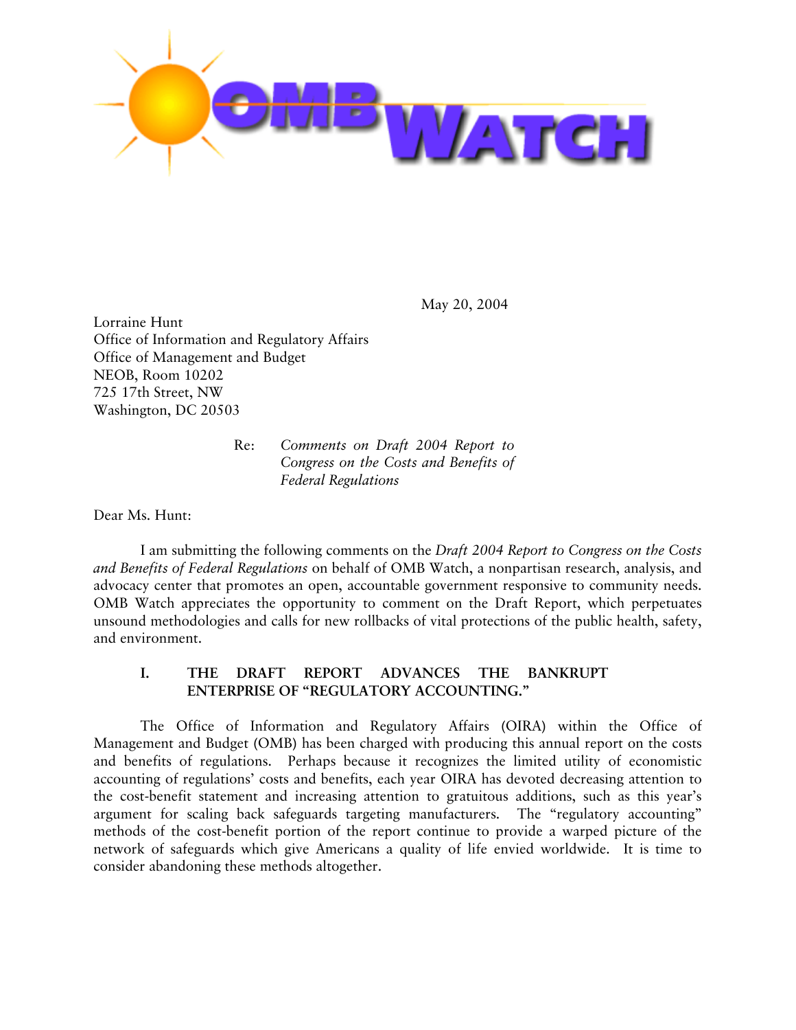May 20, 2004

Lorraine Hunt
Office of Information and Regulatory Affairs
Office of Management and Budget
NEOB, Room 10202
725 17th Street, NW
Washington, DC 20503

Re: *Comments on Draft 2004 Report to Congress on the Costs and Benefits of Federal Regulations*

Dear Ms. Hunt:

I am submitting the following comments on the *Draft 2004 Report to Congress on the Costs and Benefits of Federal Regulations* on behalf of OMB Watch, a nonpartisan research, analysis, and advocacy center that promotes an open, accountable government responsive to community needs. OMB Watch appreciates the opportunity to comment on the Draft Report, which perpetuates unsound methodologies and calls for new rollbacks of vital protections of the public health, safety, and environment.

## I. THE DRAFT REPORT ADVANCES THE BANKRUPT ENTERPRISE OF "REGULATORY ACCOUNTING."

The Office of Information and Regulatory Affairs (OIRA) within the Office of Management and Budget (OMB) has been charged with producing this annual report on the costs and benefits of regulations. Perhaps because it recognizes the limited utility of economistic accounting of regulations' costs and benefits, each year OIRA has devoted decreasing attention to the cost-benefit statement and increasing attention to gratuitous additions, such as this year's argument for scaling back safeguards targeting manufacturers. The "regulatory accounting" methods of the cost-benefit portion of the report continue to provide a warped picture of the network of safeguards which give Americans a quality of life envied worldwide. It is time to consider abandoning these methods altogether.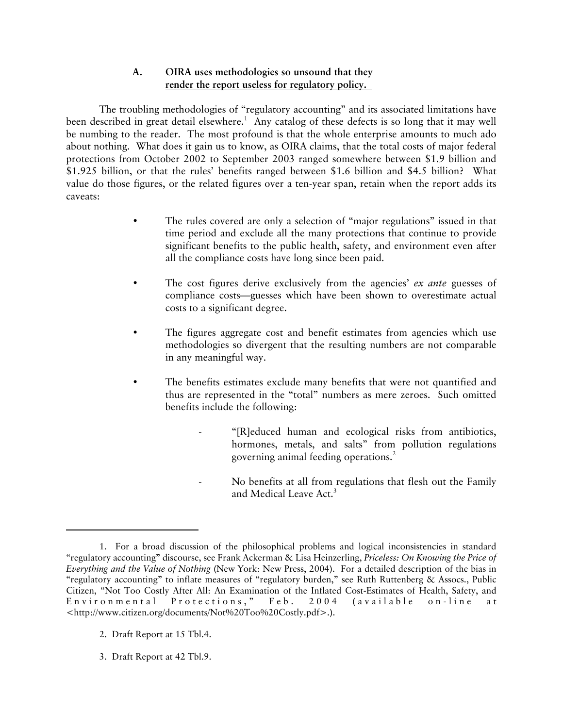### A. **OIRA uses methodologies so unsound that they render the report useless for regulatory policy.**

The troubling methodologies of "regulatory accounting" and its associated limitations have been described in great detail elsewhere.[1] Any catalog of these defects is so long that it may well be numbing to the reader. The most profound is that the whole enterprise amounts to much ado about nothing. What does it gain us to know, as OIRA claims, that the total costs of major federal protections from October 2002 to September 2003 ranged somewhere between $1.9 billion and $1.925 billion, or that the rules' benefits ranged between $1.6 billion and $4.5 billion? What value do those figures, or the related figures over a ten-year span, retain when the report adds its caveats:

- The rules covered are only a selection of "major regulations" issued in that time period and exclude all the many protections that continue to provide significant benefits to the public health, safety, and environment even after all the compliance costs have long since been paid.
- The cost figures derive exclusively from the agencies' *ex ante* guesses of compliance costs—guesses which have been shown to overestimate actual costs to a significant degree.
- The figures aggregate cost and benefit estimates from agencies which use methodologies so divergent that the resulting numbers are not comparable in any meaningful way.
- The benefits estimates exclude many benefits that were not quantified and thus are represented in the "total" numbers as mere zeroes. Such omitted benefits include the following:
    - "[R]educed human and ecological risks from antibiotics, hormones, metals, and salts" from pollution regulations governing animal feeding operations.[2]
    - No benefits at all from regulations that flesh out the Family and Medical Leave Act.[3]

---

1. For a broad discussion of the philosophical problems and logical inconsistencies in standard "regulatory accounting" discourse, see Frank Ackerman & Lisa Heinzerling, *Priceless: On Knowing the Price of Everything and the Value of Nothing* (New York: New Press, 2004). For a detailed description of the bias in "regulatory accounting" to inflate measures of "regulatory burden," see Ruth Ruttenberg & Assocs., Public Citizen, "Not Too Costly After All: An Examination of the Inflated Cost-Estimates of Health, Safety, and Environmental Protections," Feb. 2004 (available on-line at <http://www.citizen.org/documents/Not%20Too%20Costly.pdf>.).

2. Draft Report at 15 Tbl.4.

3. Draft Report at 42 Tbl.9.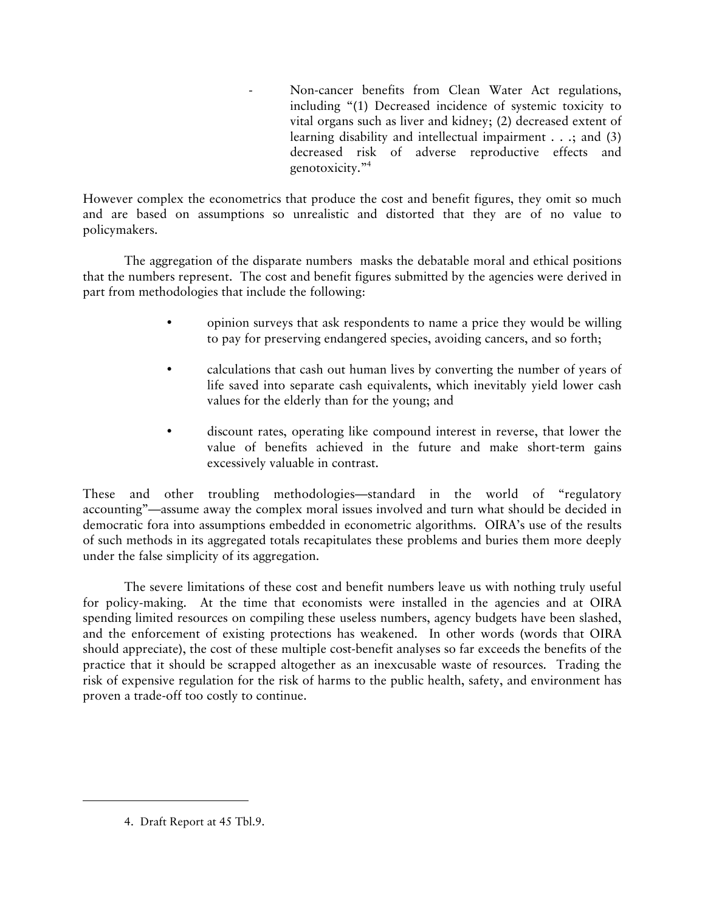- Non-cancer benefits from Clean Water Act regulations, including "(1) Decreased incidence of systemic toxicity to vital organs such as liver and kidney; (2) decreased extent of learning disability and intellectual impairment . . .; and (3) decreased risk of adverse reproductive effects and genotoxicity."[4]

However complex the econometrics that produce the cost and benefit figures, they omit so much and are based on assumptions so unrealistic and distorted that they are of no value to policymakers.

The aggregation of the disparate numbers masks the debatable moral and ethical positions that the numbers represent. The cost and benefit figures submitted by the agencies were derived in part from methodologies that include the following:

- opinion surveys that ask respondents to name a price they would be willing to pay for preserving endangered species, avoiding cancers, and so forth;
- calculations that cash out human lives by converting the number of years of life saved into separate cash equivalents, which inevitably yield lower cash values for the elderly than for the young; and
- discount rates, operating like compound interest in reverse, that lower the value of benefits achieved in the future and make short-term gains excessively valuable in contrast.

These and other troubling methodologies—standard in the world of "regulatory accounting"—assume away the complex moral issues involved and turn what should be decided in democratic fora into assumptions embedded in econometric algorithms. OIRA's use of the results of such methods in its aggregated totals recapitulates these problems and buries them more deeply under the false simplicity of its aggregation.

The severe limitations of these cost and benefit numbers leave us with nothing truly useful for policy-making. At the time that economists were installed in the agencies and at OIRA spending limited resources on compiling these useless numbers, agency budgets have been slashed, and the enforcement of existing protections has weakened. In other words (words that OIRA should appreciate), the cost of these multiple cost-benefit analyses so far exceeds the benefits of the practice that it should be scrapped altogether as an inexcusable waste of resources. Trading the risk of expensive regulation for the risk of harms to the public health, safety, and environment has proven a trade-off too costly to continue.

---

4. Draft Report at 45 Tbl.9.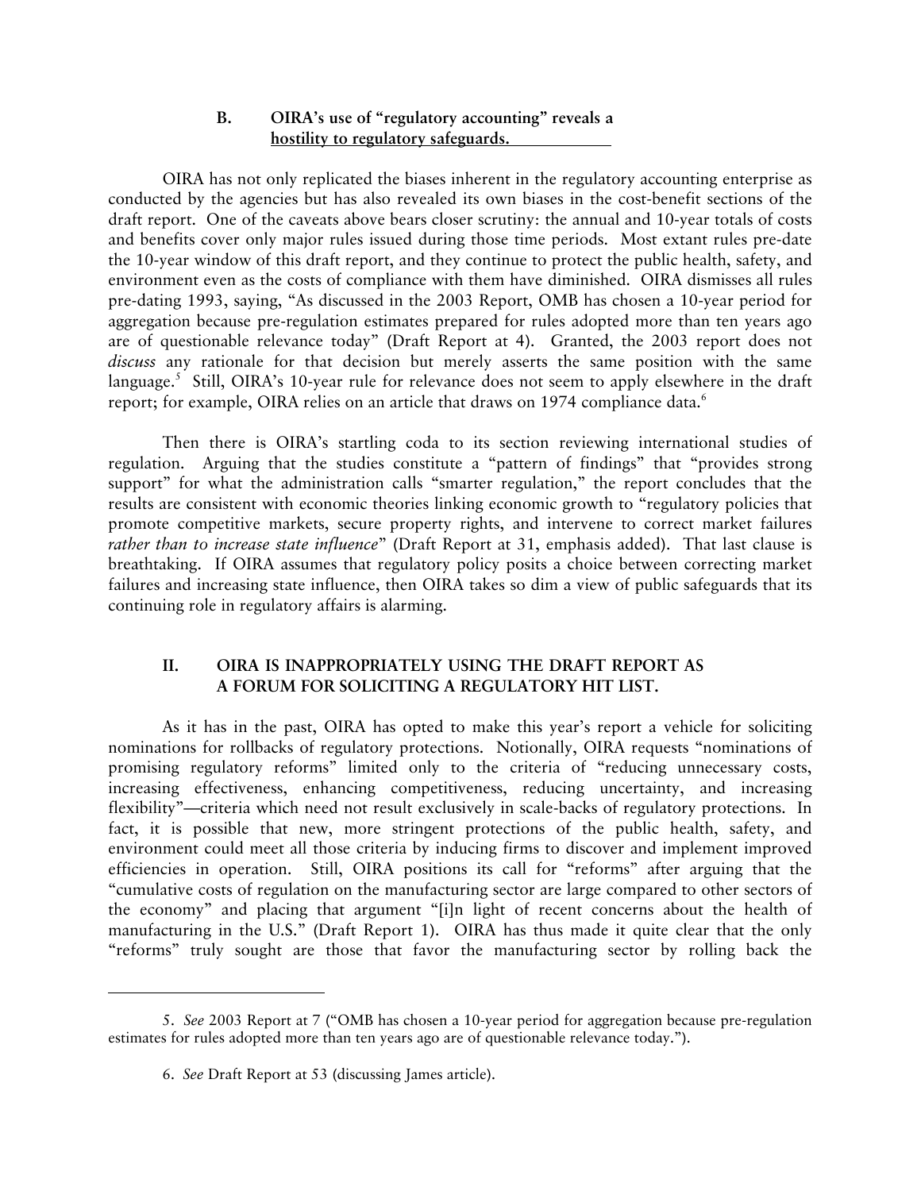### B. OIRA's use of "regulatory accounting" reveals a hostility to regulatory safeguards.

OIRA has not only replicated the biases inherent in the regulatory accounting enterprise as conducted by the agencies but has also revealed its own biases in the cost-benefit sections of the draft report. One of the caveats above bears closer scrutiny: the annual and 10-year totals of costs and benefits cover only major rules issued during those time periods. Most extant rules pre-date the 10-year window of this draft report, and they continue to protect the public health, safety, and environment even as the costs of compliance with them have diminished. OIRA dismisses all rules pre-dating 1993, saying, "As discussed in the 2003 Report, OMB has chosen a 10-year period for aggregation because pre-regulation estimates prepared for rules adopted more than ten years ago are of questionable relevance today" (Draft Report at 4). Granted, the 2003 report does not *discuss* any rationale for that decision but merely asserts the same position with the same language.[5] Still, OIRA's 10-year rule for relevance does not seem to apply elsewhere in the draft report; for example, OIRA relies on an article that draws on 1974 compliance data.[6]

Then there is OIRA's startling coda to its section reviewing international studies of regulation. Arguing that the studies constitute a "pattern of findings" that "provides strong support" for what the administration calls "smarter regulation," the report concludes that the results are consistent with economic theories linking economic growth to "regulatory policies that promote competitive markets, secure property rights, and intervene to correct market failures *rather than to increase state influence*" (Draft Report at 31, emphasis added). That last clause is breathtaking. If OIRA assumes that regulatory policy posits a choice between correcting market failures and increasing state influence, then OIRA takes so dim a view of public safeguards that its continuing role in regulatory affairs is alarming.

## II. OIRA IS INAPPROPRIATELY USING THE DRAFT REPORT AS A FORUM FOR SOLICITING A REGULATORY HIT LIST.

As it has in the past, OIRA has opted to make this year's report a vehicle for soliciting nominations for rollbacks of regulatory protections. Notionally, OIRA requests "nominations of promising regulatory reforms" limited only to the criteria of "reducing unnecessary costs, increasing effectiveness, enhancing competitiveness, reducing uncertainty, and increasing flexibility"—criteria which need not result exclusively in scale-backs of regulatory protections. In fact, it is possible that new, more stringent protections of the public health, safety, and environment could meet all those criteria by inducing firms to discover and implement improved efficiencies in operation. Still, OIRA positions its call for "reforms" after arguing that the "cumulative costs of regulation on the manufacturing sector are large compared to other sectors of the economy" and placing that argument "[i]n light of recent concerns about the health of manufacturing in the U.S." (Draft Report 1). OIRA has thus made it quite clear that the only "reforms" truly sought are those that favor the manufacturing sector by rolling back the

---

5. *See* 2003 Report at 7 ("OMB has chosen a 10-year period for aggregation because pre-regulation estimates for rules adopted more than ten years ago are of questionable relevance today.").

6. *See* Draft Report at 53 (discussing James article).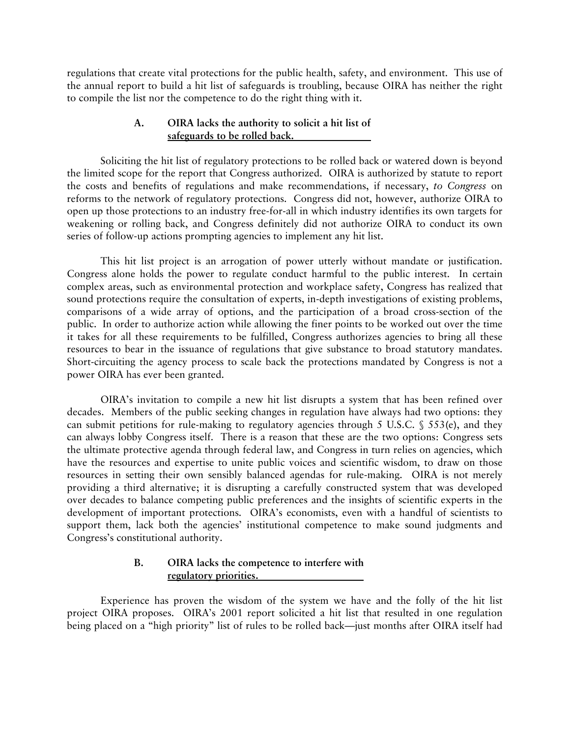regulations that create vital protections for the public health, safety, and environment. This use of the annual report to build a hit list of safeguards is troubling, because OIRA has neither the right to compile the list nor the competence to do the right thing with it.

### A. OIRA lacks the authority to solicit a hit list of safeguards to be rolled back.

Soliciting the hit list of regulatory protections to be rolled back or watered down is beyond the limited scope for the report that Congress authorized. OIRA is authorized by statute to report the costs and benefits of regulations and make recommendations, if necessary, *to Congress* on reforms to the network of regulatory protections. Congress did not, however, authorize OIRA to open up those protections to an industry free-for-all in which industry identifies its own targets for weakening or rolling back, and Congress definitely did not authorize OIRA to conduct its own series of follow-up actions prompting agencies to implement any hit list.

This hit list project is an arrogation of power utterly without mandate or justification. Congress alone holds the power to regulate conduct harmful to the public interest. In certain complex areas, such as environmental protection and workplace safety, Congress has realized that sound protections require the consultation of experts, in-depth investigations of existing problems, comparisons of a wide array of options, and the participation of a broad cross-section of the public. In order to authorize action while allowing the finer points to be worked out over the time it takes for all these requirements to be fulfilled, Congress authorizes agencies to bring all these resources to bear in the issuance of regulations that give substance to broad statutory mandates. Short-circuiting the agency process to scale back the protections mandated by Congress is not a power OIRA has ever been granted.

OIRA's invitation to compile a new hit list disrupts a system that has been refined over decades. Members of the public seeking changes in regulation have always had two options: they can submit petitions for rule-making to regulatory agencies through 5 U.S.C. § 553(e), and they can always lobby Congress itself. There is a reason that these are the two options: Congress sets the ultimate protective agenda through federal law, and Congress in turn relies on agencies, which have the resources and expertise to unite public voices and scientific wisdom, to draw on those resources in setting their own sensibly balanced agendas for rule-making. OIRA is not merely providing a third alternative; it is disrupting a carefully constructed system that was developed over decades to balance competing public preferences and the insights of scientific experts in the development of important protections. OIRA's economists, even with a handful of scientists to support them, lack both the agencies' institutional competence to make sound judgments and Congress's constitutional authority.

### B. OIRA lacks the competence to interfere with regulatory priorities.

Experience has proven the wisdom of the system we have and the folly of the hit list project OIRA proposes. OIRA's 2001 report solicited a hit list that resulted in one regulation being placed on a "high priority" list of rules to be rolled back—just months after OIRA itself had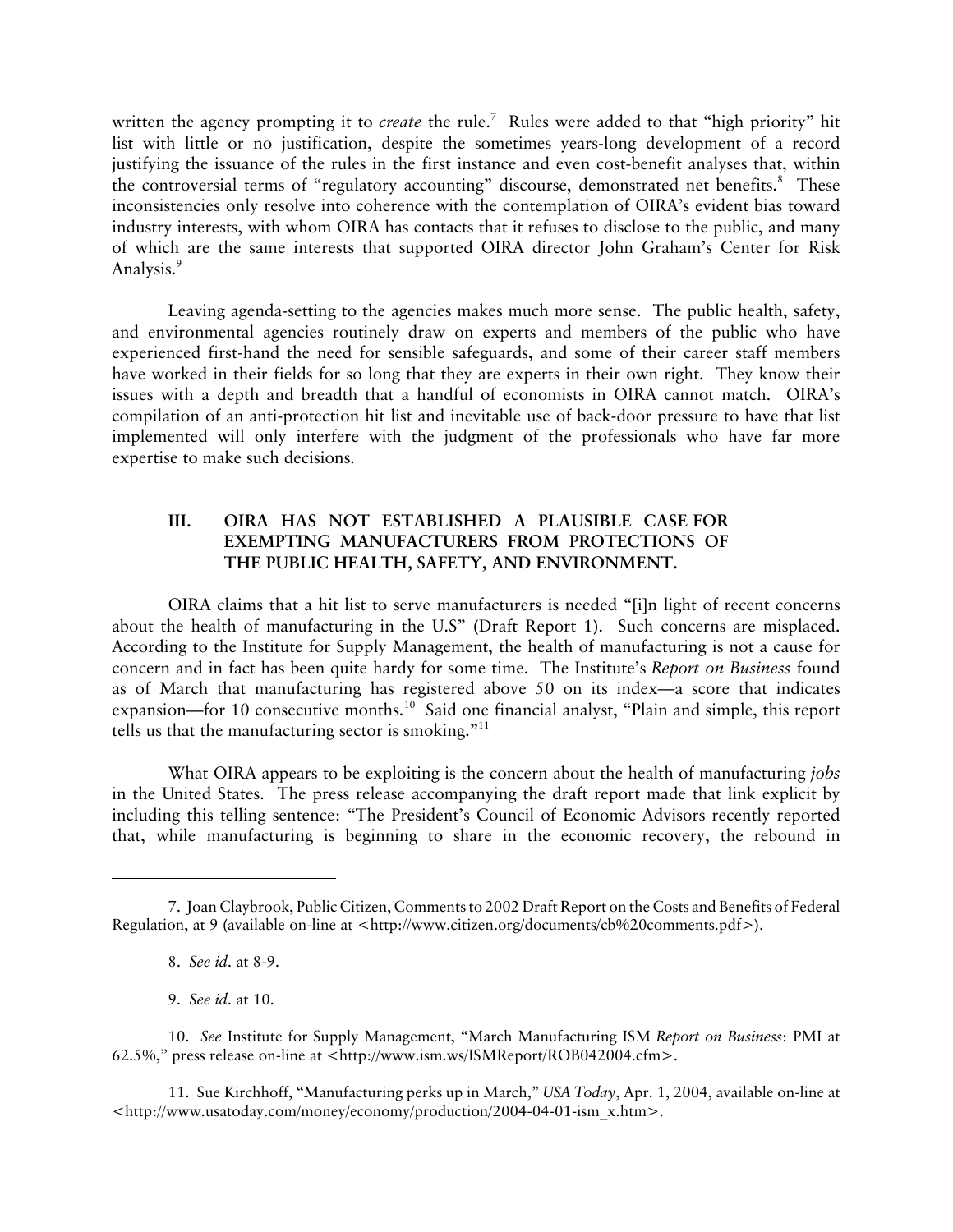written the agency prompting it to *create* the rule.[7] Rules were added to that "high priority" hit list with little or no justification, despite the sometimes years-long development of a record justifying the issuance of the rules in the first instance and even cost-benefit analyses that, within the controversial terms of "regulatory accounting" discourse, demonstrated net benefits.[8] These inconsistencies only resolve into coherence with the contemplation of OIRA's evident bias toward industry interests, with whom OIRA has contacts that it refuses to disclose to the public, and many of which are the same interests that supported OIRA director John Graham's Center for Risk Analysis.[9]

Leaving agenda-setting to the agencies makes much more sense. The public health, safety, and environmental agencies routinely draw on experts and members of the public who have experienced first-hand the need for sensible safeguards, and some of their career staff members have worked in their fields for so long that they are experts in their own right. They know their issues with a depth and breadth that a handful of economists in OIRA cannot match. OIRA's compilation of an anti-protection hit list and inevitable use of back-door pressure to have that list implemented will only interfere with the judgment of the professionals who have far more expertise to make such decisions.

## III. OIRA HAS NOT ESTABLISHED A PLAUSIBLE CASE FOR EXEMPTING MANUFACTURERS FROM PROTECTIONS OF THE PUBLIC HEALTH, SAFETY, AND ENVIRONMENT.

OIRA claims that a hit list to serve manufacturers is needed "[i]n light of recent concerns about the health of manufacturing in the U.S" (Draft Report 1). Such concerns are misplaced. According to the Institute for Supply Management, the health of manufacturing is not a cause for concern and in fact has been quite hardy for some time. The Institute's *Report on Business* found as of March that manufacturing has registered above 50 on its index—a score that indicates expansion—for 10 consecutive months.[10] Said one financial analyst, "Plain and simple, this report tells us that the manufacturing sector is smoking."[11]

What OIRA appears to be exploiting is the concern about the health of manufacturing *jobs* in the United States. The press release accompanying the draft report made that link explicit by including this telling sentence: "The President's Council of Economic Advisors recently reported that, while manufacturing is beginning to share in the economic recovery, the rebound in

---

7. Joan Claybrook, Public Citizen, Comments to 2002 Draft Report on the Costs and Benefits of Federal Regulation, at 9 (available on-line at <http://www.citizen.org/documents/cb%20comments.pdf>).

8. *See id*. at 8-9.

9. *See id*. at 10.

10. *See* Institute for Supply Management, "March Manufacturing ISM *Report on Business*: PMI at 62.5%," press release on-line at <http://www.ism.ws/ISMReport/ROB042004.cfm>.

11. Sue Kirchhoff, "Manufacturing perks up in March," *USA Today*, Apr. 1, 2004, available on-line at <http://www.usatoday.com/money/economy/production/2004-04-01-ism_x.htm>.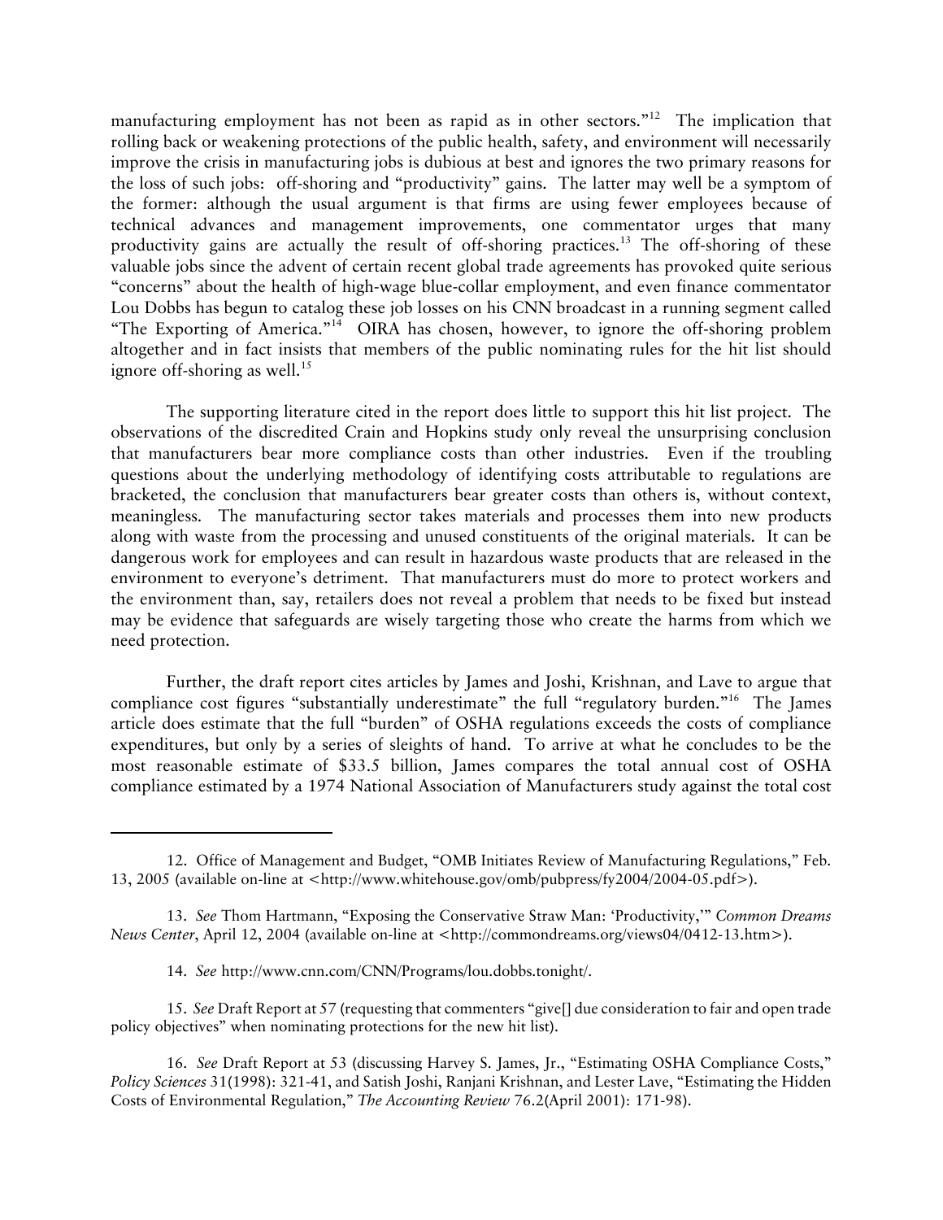manufacturing employment has not been as rapid as in other sectors."[12] The implication that rolling back or weakening protections of the public health, safety, and environment will necessarily improve the crisis in manufacturing jobs is dubious at best and ignores the two primary reasons for the loss of such jobs: off-shoring and "productivity" gains. The latter may well be a symptom of the former: although the usual argument is that firms are using fewer employees because of technical advances and management improvements, one commentator urges that many productivity gains are actually the result of off-shoring practices.[13] The off-shoring of these valuable jobs since the advent of certain recent global trade agreements has provoked quite serious "concerns" about the health of high-wage blue-collar employment, and even finance commentator Lou Dobbs has begun to catalog these job losses on his CNN broadcast in a running segment called "The Exporting of America."[14] OIRA has chosen, however, to ignore the off-shoring problem altogether and in fact insists that members of the public nominating rules for the hit list should ignore off-shoring as well.[15]

The supporting literature cited in the report does little to support this hit list project. The observations of the discredited Crain and Hopkins study only reveal the unsurprising conclusion that manufacturers bear more compliance costs than other industries. Even if the troubling questions about the underlying methodology of identifying costs attributable to regulations are bracketed, the conclusion that manufacturers bear greater costs than others is, without context, meaningless. The manufacturing sector takes materials and processes them into new products along with waste from the processing and unused constituents of the original materials. It can be dangerous work for employees and can result in hazardous waste products that are released in the environment to everyone's detriment. That manufacturers must do more to protect workers and the environment than, say, retailers does not reveal a problem that needs to be fixed but instead may be evidence that safeguards are wisely targeting those who create the harms from which we need protection.

Further, the draft report cites articles by James and Joshi, Krishnan, and Lave to argue that compliance cost figures "substantially underestimate" the full "regulatory burden."[16] The James article does estimate that the full "burden" of OSHA regulations exceeds the costs of compliance expenditures, but only by a series of sleights of hand. To arrive at what he concludes to be the most reasonable estimate of $33.5 billion, James compares the total annual cost of OSHA compliance estimated by a 1974 National Association of Manufacturers study against the total cost

---

12. Office of Management and Budget, "OMB Initiates Review of Manufacturing Regulations," Feb. 13, 2005 (available on-line at <http://www.whitehouse.gov/omb/pubpress/fy2004/2004-05.pdf>).

13. *See* Thom Hartmann, "Exposing the Conservative Straw Man: 'Productivity,'" *Common Dreams News Center*, April 12, 2004 (available on-line at <http://commondreams.org/views04/0412-13.htm>).

14. *See* http://www.cnn.com/CNN/Programs/lou.dobbs.tonight/.

15. *See* Draft Report at 57 (requesting that commenters "give[] due consideration to fair and open trade policy objectives" when nominating protections for the new hit list).

16. *See* Draft Report at 53 (discussing Harvey S. James, Jr., "Estimating OSHA Compliance Costs," *Policy Sciences* 31(1998): 321-41, and Satish Joshi, Ranjani Krishnan, and Lester Lave, "Estimating the Hidden Costs of Environmental Regulation," *The Accounting Review* 76.2(April 2001): 171-98).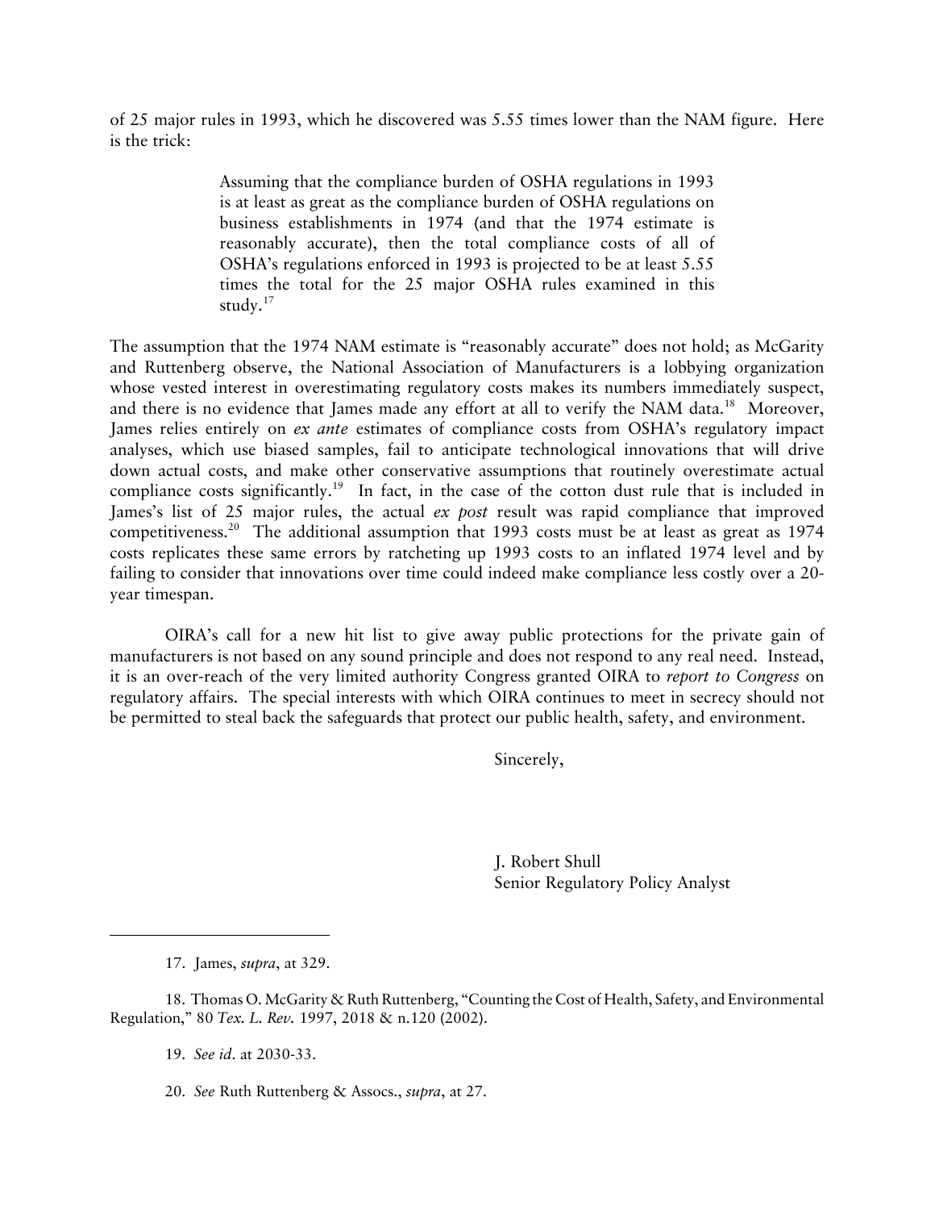of 25 major rules in 1993, which he discovered was 5.55 times lower than the NAM figure. Here is the trick:

> Assuming that the compliance burden of OSHA regulations in 1993 is at least as great as the compliance burden of OSHA regulations on business establishments in 1974 (and that the 1974 estimate is reasonably accurate), then the total compliance costs of all of OSHA's regulations enforced in 1993 is projected to be at least 5.55 times the total for the 25 major OSHA rules examined in this study.[17]

The assumption that the 1974 NAM estimate is "reasonably accurate" does not hold; as McGarity and Ruttenberg observe, the National Association of Manufacturers is a lobbying organization whose vested interest in overestimating regulatory costs makes its numbers immediately suspect, and there is no evidence that James made any effort at all to verify the NAM data.[18] Moreover, James relies entirely on *ex ante* estimates of compliance costs from OSHA's regulatory impact analyses, which use biased samples, fail to anticipate technological innovations that will drive down actual costs, and make other conservative assumptions that routinely overestimate actual compliance costs significantly.[19] In fact, in the case of the cotton dust rule that is included in James's list of 25 major rules, the actual *ex post* result was rapid compliance that improved competitiveness.[20] The additional assumption that 1993 costs must be at least as great as 1974 costs replicates these same errors by ratcheting up 1993 costs to an inflated 1974 level and by failing to consider that innovations over time could indeed make compliance less costly over a 20-year timespan.

OIRA's call for a new hit list to give away public protections for the private gain of manufacturers is not based on any sound principle and does not respond to any real need. Instead, it is an over-reach of the very limited authority Congress granted OIRA to *report to Congress* on regulatory affairs. The special interests with which OIRA continues to meet in secrecy should not be permitted to steal back the safeguards that protect our public health, safety, and environment.

Sincerely,

J. Robert Shull
Senior Regulatory Policy Analyst

---

17. James, *supra*, at 329.

18. Thomas O. McGarity & Ruth Ruttenberg, "Counting the Cost of Health, Safety, and Environmental Regulation," 80 *Tex. L. Rev.* 1997, 2018 & n.120 (2002).

19. *See id.* at 2030-33.

20. *See* Ruth Ruttenberg & Assocs., *supra*, at 27.